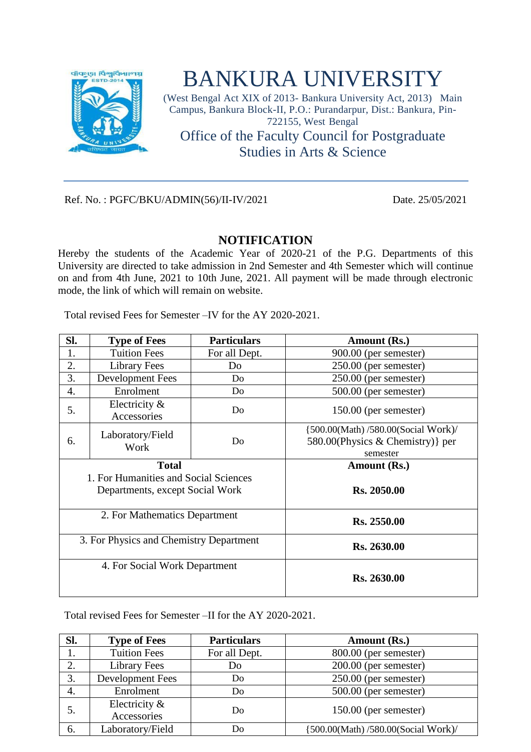# BANKURA UNIVERSITY

(West Bengal Act XIX of 2013- Bankura University Act, 2013) Main Campus, Bankura Block-II, P.O.: Purandarpur, Dist.: Bankura, Pin-722155, West Bengal

Office of the Faculty Council for Postgraduate Studies in Arts & Science

Ref. No. : PGFC/BKU/ADMIN(56)/II-IV/2021 Date. 25/05/2021

## NOTIFICATION

Hereby the students of the Academic Year of 2020-21 of the P.G. Departments of this University are directed to take admission in 2nd Semester and 4th Semester which will continue on and from 4th June, 2021 to 10th June, 2021. All payment will be made through electronic mode, the link of which will remain on website.

Total revised Fees for Semester –IV for the AY 2020-2021.

| Sl. | Type of Fees | Particulars | Amount (Rs.) |
|---|---|---|---|
| 1. | Tuition Fees | For all Dept. | 900.00 (per semester) |
| 2. | Library Fees | Do | 250.00 (per semester) |
| 3. | Development Fees | Do | 250.00 (per semester) |
| 4. | Enrolment | Do | 500.00 (per semester) |
| 5. | Electricity & Accessories | Do | 150.00 (per semester) |
| 6. | Laboratory/Field Work | Do | {500.00(Math) /580.00(Social Work)/ 580.00(Physics & Chemistry)} per semester |
| **Total** 1. For Humanities and Social Sciences Departments, except Social Work | | | **Amount (Rs.)** **Rs. 2050.00** |
| 2. For Mathematics Department | | | **Rs. 2550.00** |
| 3. For Physics and Chemistry Department | | | **Rs. 2630.00** |
| 4. For Social Work Department | | | **Rs. 2630.00** |

Total revised Fees for Semester –II for the AY 2020-2021.

| Sl. | Type of Fees | Particulars | Amount (Rs.) |
|---|---|---|---|
| 1. | Tuition Fees | For all Dept. | 800.00 (per semester) |
| 2. | Library Fees | Do | 200.00 (per semester) |
| 3. | Development Fees | Do | 250.00 (per semester) |
| 4. | Enrolment | Do | 500.00 (per semester) |
| 5. | Electricity & Accessories | Do | 150.00 (per semester) |
| 6. | Laboratory/Field | Do | {500.00(Math) /580.00(Social Work)/ |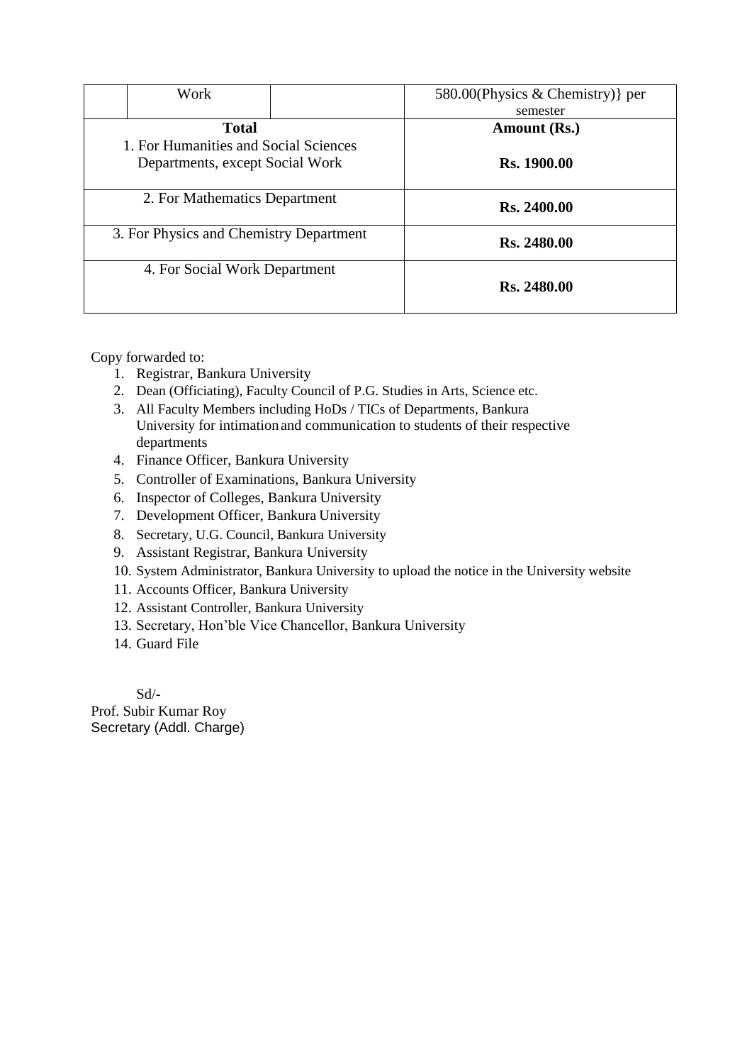| | | | |
|---|---|---|---|
| | Work | | 580.00(Physics & Chemistry)} per semester |
| **Total** | | | **Amount (Rs.)** |
| 1. For Humanities and Social Sciences Departments, except Social Work | | | **Rs. 1900.00** |
| 2. For Mathematics Department | | | **Rs. 2400.00** |
| 3. For Physics and Chemistry Department | | | **Rs. 2480.00** |
| 4. For Social Work Department | | | **Rs. 2480.00** |

Copy forwarded to:

1. Registrar, Bankura University
2. Dean (Officiating), Faculty Council of P.G. Studies in Arts, Science etc.
3. All Faculty Members including HoDs / TICs of Departments, Bankura University for intimation and communication to students of their respective departments
4. Finance Officer, Bankura University
5. Controller of Examinations, Bankura University
6. Inspector of Colleges, Bankura University
7. Development Officer, Bankura University
8. Secretary, U.G. Council, Bankura University
9. Assistant Registrar, Bankura University
10. System Administrator, Bankura University to upload the notice in the University website
11. Accounts Officer, Bankura University
12. Assistant Controller, Bankura University
13. Secretary, Hon'ble Vice Chancellor, Bankura University
14. Guard File

Sd/-
Prof. Subir Kumar Roy
Secretary (Addl. Charge)